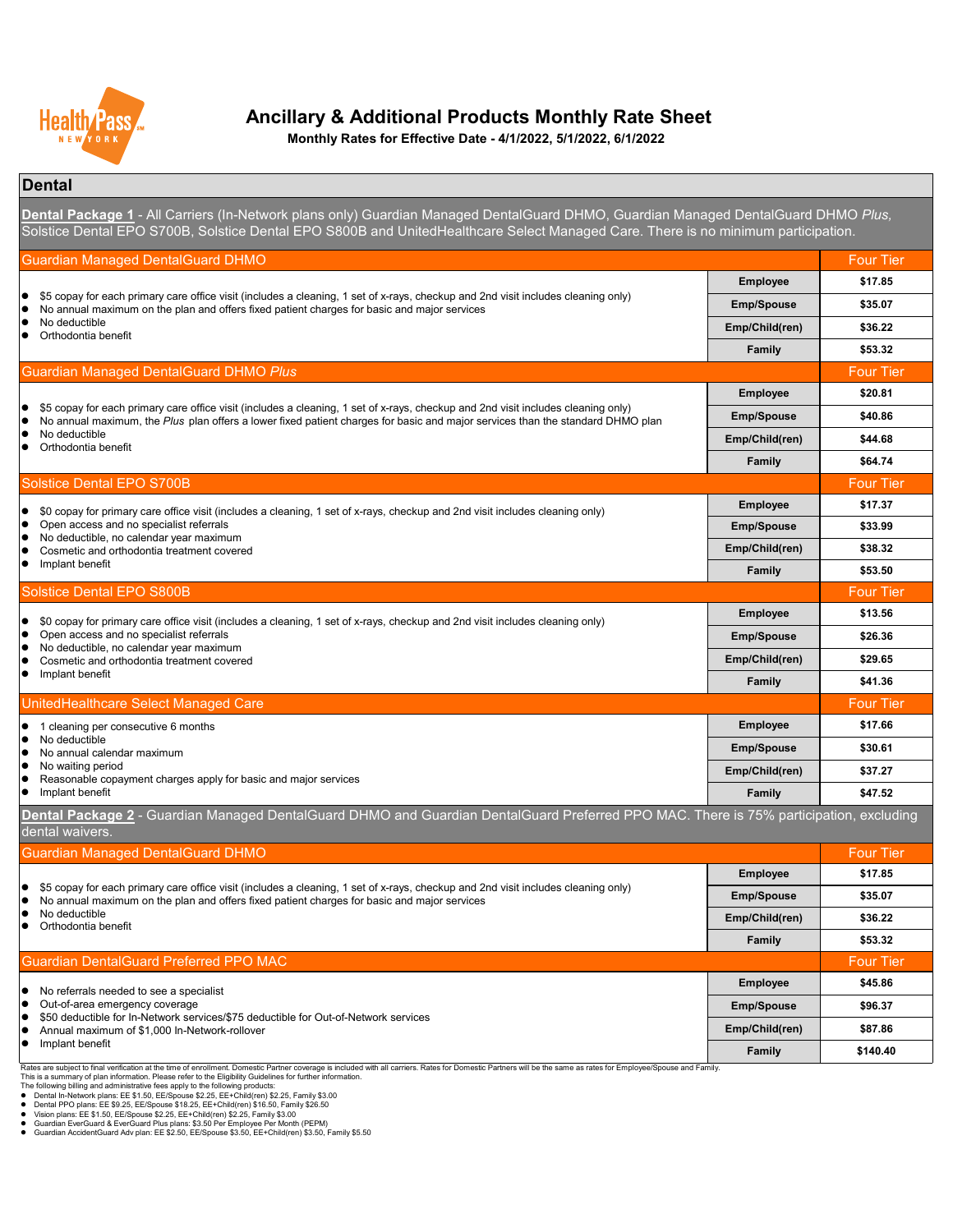# Ancillary & Additional Products Monthly Rate Sheet

**Monthly Rates for Effective Date - 4/1/2022, 5/1/2022, 6/1/2022**

## Dental

**Dental Package 1** - All Carriers (In-Network plans only) Guardian Managed DentalGuard DHMO, Guardian Managed DentalGuard DHMO *Plus*, Solstice Dental EPO S700B, Solstice Dental EPO S800B and UnitedHealthcare Select Managed Care. There is no minimum participation.

### Guardian Managed DentalGuard DHMO

- $5 copay for each primary care office visit (includes a cleaning, 1 set of x-rays, checkup and 2nd visit includes cleaning only)
- No annual maximum on the plan and offers fixed patient charges for basic and major services
- No deductible
- Orthodontia benefit

| Four Tier | |
|---|---|
| Employee | $17.85 |
| Emp/Spouse | $35.07 |
| Emp/Child(ren) | $36.22 |
| Family | $53.32 |

### Guardian Managed DentalGuard DHMO *Plus*

- $5 copay for each primary care office visit (includes a cleaning, 1 set of x-rays, checkup and 2nd visit includes cleaning only)
- No annual maximum, the *Plus* plan offers a lower fixed patient charges for basic and major services than the standard DHMO plan
- No deductible
- Orthodontia benefit

| Four Tier | |
|---|---|
| Employee | $20.81 |
| Emp/Spouse | $40.86 |
| Emp/Child(ren) | $44.68 |
| Family | $64.74 |

### Solstice Dental EPO S700B

- $0 copay for primary care office visit (includes a cleaning, 1 set of x-rays, checkup and 2nd visit includes cleaning only)
- Open access and no specialist referrals
- No deductible, no calendar year maximum
- Cosmetic and orthodontia treatment covered
- Implant benefit

| Four Tier | |
|---|---|
| Employee | $17.37 |
| Emp/Spouse | $33.99 |
| Emp/Child(ren) | $38.32 |
| Family | $53.50 |

### Solstice Dental EPO S800B

- $0 copay for primary care office visit (includes a cleaning, 1 set of x-rays, checkup and 2nd visit includes cleaning only)
- Open access and no specialist referrals
- No deductible, no calendar year maximum
- Cosmetic and orthodontia treatment covered
- Implant benefit

| Four Tier | |
|---|---|
| Employee | $13.56 |
| Emp/Spouse | $26.36 |
| Emp/Child(ren) | $29.65 |
| Family | $41.36 |

### UnitedHealthcare Select Managed Care

- 1 cleaning per consecutive 6 months
- No deductible
- No annual calendar maximum
- No waiting period
- Reasonable copayment charges apply for basic and major services
- Implant benefit

| Four Tier | |
|---|---|
| Employee | $17.66 |
| Emp/Spouse | $30.61 |
| Emp/Child(ren) | $37.27 |
| Family | $47.52 |

**Dental Package 2** - Guardian Managed DentalGuard DHMO and Guardian DentalGuard Preferred PPO MAC. There is 75% participation, excluding dental waivers.

### Guardian Managed DentalGuard DHMO

- $5 copay for each primary care office visit (includes a cleaning, 1 set of x-rays, checkup and 2nd visit includes cleaning only)
- No annual maximum on the plan and offers fixed patient charges for basic and major services
- No deductible
- Orthodontia benefit

| Four Tier | |
|---|---|
| Employee | $17.85 |
| Emp/Spouse | $35.07 |
| Emp/Child(ren) | $36.22 |
| Family | $53.32 |

### Guardian DentalGuard Preferred PPO MAC

- No referrals needed to see a specialist
- Out-of-area emergency coverage
- $50 deductible for In-Network services/$75 deductible for Out-of-Network services
- Annual maximum of $1,000 In-Network-rollover
- Implant benefit

| Four Tier | |
|---|---|
| Employee | $45.86 |
| Emp/Spouse | $96.37 |
| Emp/Child(ren) | $87.86 |
| Family | $140.40 |

Rates are subject to final verification at the time of enrollment. Domestic Partner coverage is included with all carriers. Rates for Domestic Partners will be the same as rates for Employee/Spouse and Family.
This is a summary of plan information. Please refer to the Eligibility Guidelines for further information.
The following billing and administrative fees apply to the following products:

- Dental In-Network plans: EE $1.50, EE/Spouse $2.25, EE+Child(ren) $2.25, Family $3.00
- Dental PPO plans: EE $9.25, EE/Spouse $18.25, EE+Child(ren) $16.50, Family $26.50
- Vision plans: EE $1.50, EE/Spouse $2.25, EE+Child(ren) $2.25, Family $3.00
- Guardian EverGuard & EverGuard Plus plans: $3.50 Per Employee Per Month (PEPM)
- Guardian AccidentGuard Adv plan: EE $2.50, EE/Spouse $3.50, EE+Child(ren) $3.50, Family $5.50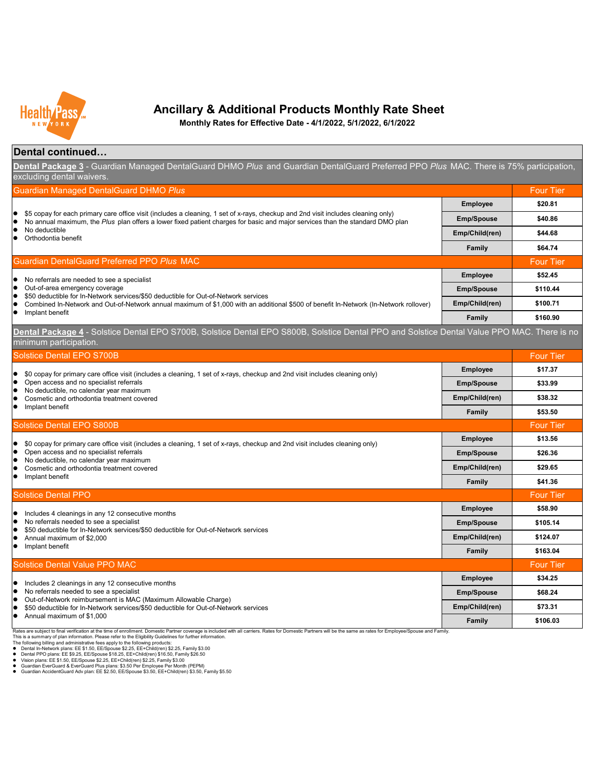# Ancillary & Additional Products Monthly Rate Sheet

**Monthly Rates for Effective Date - 4/1/2022, 5/1/2022, 6/1/2022**

## Dental continued…

**Dental Package 3** - Guardian Managed DentalGuard DHMO *Plus* and Guardian DentalGuard Preferred PPO *Plus* MAC. There is 75% participation, excluding dental waivers.

### Guardian Managed DentalGuard DHMO *Plus*

- $5 copay for each primary care office visit (includes a cleaning, 1 set of x-rays, checkup and 2nd visit includes cleaning only)
- No annual maximum, the *Plus* plan offers a lower fixed patient charges for basic and major services than the standard DMO plan
- No deductible
- Orthodontia benefit

| Four Tier | |
|---|---|
| Employee | $20.81 |
| Emp/Spouse | $40.86 |
| Emp/Child(ren) | $44.68 |
| Family | $64.74 |

### Guardian DentalGuard Preferred PPO *Plus* MAC

- No referrals are needed to see a specialist
- Out-of-area emergency coverage
- $50 deductible for In-Network services/$50 deductible for Out-of-Network services
- Combined In-Network and Out-of-Network annual maximum of $1,000 with an additional $500 of benefit In-Network (In-Network rollover)
- Implant benefit

| Four Tier | |
|---|---|
| Employee | $52.45 |
| Emp/Spouse | $110.44 |
| Emp/Child(ren) | $100.71 |
| Family | $160.90 |

**Dental Package 4** - Solstice Dental EPO S700B, Solstice Dental EPO S800B, Solstice Dental PPO and Solstice Dental Value PPO MAC. There is no minimum participation.

### Solstice Dental EPO S700B

- $0 copay for primary care office visit (includes a cleaning, 1 set of x-rays, checkup and 2nd visit includes cleaning only)
- Open access and no specialist referrals
- No deductible, no calendar year maximum
- Cosmetic and orthodontia treatment covered
- Implant benefit

| Four Tier | |
|---|---|
| Employee | $17.37 |
| Emp/Spouse | $33.99 |
| Emp/Child(ren) | $38.32 |
| Family | $53.50 |

### Solstice Dental EPO S800B

- $0 copay for primary care office visit (includes a cleaning, 1 set of x-rays, checkup and 2nd visit includes cleaning only)
- Open access and no specialist referrals
- No deductible, no calendar year maximum
- Cosmetic and orthodontia treatment covered
- Implant benefit

| Four Tier | |
|---|---|
| Employee | $13.56 |
| Emp/Spouse | $26.36 |
| Emp/Child(ren) | $29.65 |
| Family | $41.36 |

### Solstice Dental PPO

- Includes 4 cleanings in any 12 consecutive months
- No referrals needed to see a specialist
- $50 deductible for In-Network services/$50 deductible for Out-of-Network services
- Annual maximum of $2,000
- Implant benefit

| Four Tier | |
|---|---|
| Employee | $58.90 |
| Emp/Spouse | $105.14 |
| Emp/Child(ren) | $124.07 |
| Family | $163.04 |

### Solstice Dental Value PPO MAC

- Includes 2 cleanings in any 12 consecutive months
- No referrals needed to see a specialist
- Out-of-Network reimbursement is MAC (Maximum Allowable Charge)
- $50 deductible for In-Network services/$50 deductible for Out-of-Network services
- Annual maximum of $1,000

| Four Tier | |
|---|---|
| Employee | $34.25 |
| Emp/Spouse | $68.24 |
| Emp/Child(ren) | $73.31 |
| Family | $106.03 |

Rates are subject to final verification at the time of enrollment. Domestic Partner coverage is included with all carriers. Rates for Domestic Partners will be the same as rates for Employee/Spouse and Family.
This is a summary of plan information. Please refer to the Eligibility Guidelines for further information.
The following billing and administrative fees apply to the following products:

- Dental In-Network plans: EE $1.50, EE/Spouse $2.25, EE+Child(ren) $2.25, Family $3.00
- Dental PPO plans: EE $9.25, EE/Spouse $18.25, EE+Child(ren) $16.50, Family $26.50
- Vision plans: EE $1.50, EE/Spouse $2.25, EE+Child(ren) $2.25, Family $3.00
- Guardian EverGuard & EverGuard Plus plans: $3.50 Per Employee Per Month (PEPM)
- Guardian AccidentGuard Adv plan: EE $2.50, EE/Spouse $3.50, EE+Child(ren) $3.50, Family $5.50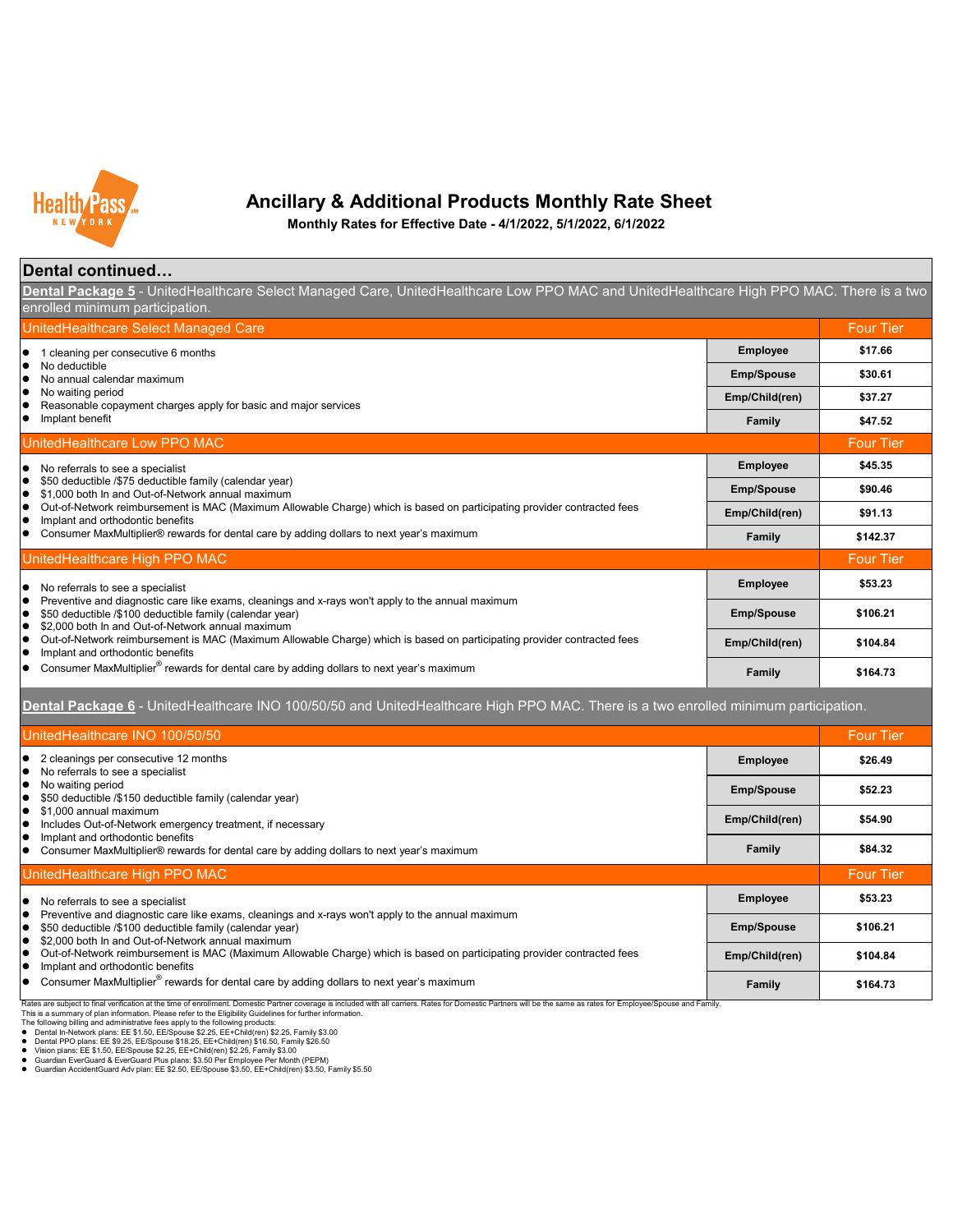# Ancillary & Additional Products Monthly Rate Sheet

**Monthly Rates for Effective Date - 4/1/2022, 5/1/2022, 6/1/2022**

## Dental continued…

**Dental Package 5** - UnitedHealthcare Select Managed Care, UnitedHealthcare Low PPO MAC and UnitedHealthcare High PPO MAC. There is a two enrolled minimum participation.

### UnitedHealthcare Select Managed Care

- 1 cleaning per consecutive 6 months
- No deductible
- No annual calendar maximum
- No waiting period
- Reasonable copayment charges apply for basic and major services
- Implant benefit

| | Four Tier |
|---|---|
| Employee | $17.66 |
| Emp/Spouse | $30.61 |
| Emp/Child(ren) | $37.27 |
| Family | $47.52 |

### UnitedHealthcare Low PPO MAC

- No referrals to see a specialist
- $50 deductible /$75 deductible family (calendar year)
- $1,000 both In and Out-of-Network annual maximum
- Out-of-Network reimbursement is MAC (Maximum Allowable Charge) which is based on participating provider contracted fees
- Implant and orthodontic benefits
- Consumer MaxMultiplier® rewards for dental care by adding dollars to next year's maximum

| | Four Tier |
|---|---|
| Employee | $45.35 |
| Emp/Spouse | $90.46 |
| Emp/Child(ren) | $91.13 |
| Family | $142.37 |

### UnitedHealthcare High PPO MAC

- No referrals to see a specialist
- Preventive and diagnostic care like exams, cleanings and x-rays won't apply to the annual maximum
- $50 deductible /$100 deductible family (calendar year)
- $2,000 both In and Out-of-Network annual maximum
- Out-of-Network reimbursement is MAC (Maximum Allowable Charge) which is based on participating provider contracted fees
- Implant and orthodontic benefits
- Consumer MaxMultiplier® rewards for dental care by adding dollars to next year's maximum

| | Four Tier |
|---|---|
| Employee | $53.23 |
| Emp/Spouse | $106.21 |
| Emp/Child(ren) | $104.84 |
| Family | $164.73 |

**Dental Package 6** - UnitedHealthcare INO 100/50/50 and UnitedHealthcare High PPO MAC. There is a two enrolled minimum participation.

### UnitedHealthcare INO 100/50/50

- 2 cleanings per consecutive 12 months
- No referrals to see a specialist
- No waiting period
- $50 deductible /$150 deductible family (calendar year)
- $1,000 annual maximum
- Includes Out-of-Network emergency treatment, if necessary
- Implant and orthodontic benefits
- Consumer MaxMultiplier® rewards for dental care by adding dollars to next year's maximum

| | Four Tier |
|---|---|
| Employee | $26.49 |
| Emp/Spouse | $52.23 |
| Emp/Child(ren) | $54.90 |
| Family | $84.32 |

### UnitedHealthcare High PPO MAC

- No referrals to see a specialist
- Preventive and diagnostic care like exams, cleanings and x-rays won't apply to the annual maximum
- $50 deductible /$100 deductible family (calendar year)
- $2,000 both In and Out-of-Network annual maximum
- Out-of-Network reimbursement is MAC (Maximum Allowable Charge) which is based on participating provider contracted fees
- Implant and orthodontic benefits
- Consumer MaxMultiplier® rewards for dental care by adding dollars to next year's maximum

| | Four Tier |
|---|---|
| Employee | $53.23 |
| Emp/Spouse | $106.21 |
| Emp/Child(ren) | $104.84 |
| Family | $164.73 |

Rates are subject to final verification at the time of enrollment. Domestic Partner coverage is included with all carriers. Rates for Domestic Partners will be the same as rates for Employee/Spouse and Family.
This is a summary of plan information. Please refer to the Eligibility Guidelines for further information.
The following billing and administrative fees apply to the following products:

- Dental In-Network plans: EE $1.50, EE/Spouse $2.25, EE+Child(ren) $2.25, Family $3.00
- Dental PPO plans: EE $9.25, EE/Spouse $18.25, EE+Child(ren) $16.50, Family $26.50
- Vision plans: EE $1.50, EE/Spouse $2.25, EE+Child(ren) $2.25, Family $3.00
- Guardian EverGuard & EverGuard Plus plans: $3.50 Per Employee Per Month (PEPM)
- Guardian AccidentGuard Adv plan: EE $2.50, EE/Spouse $3.50, EE+Child(ren) $3.50, Family $5.50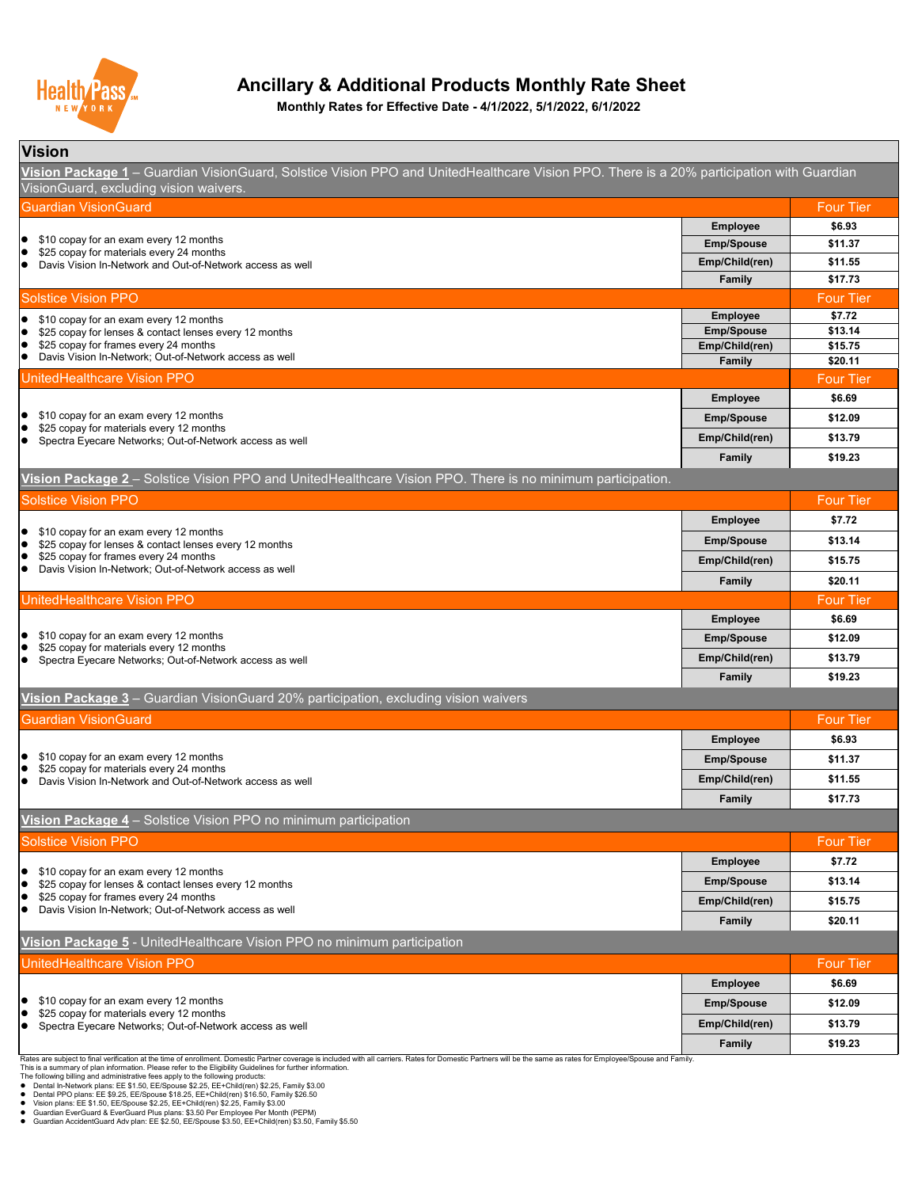# Ancillary & Additional Products Monthly Rate Sheet

**Monthly Rates for Effective Date - 4/1/2022, 5/1/2022, 6/1/2022**

## Vision

### Vision Package 1 – Guardian VisionGuard, Solstice Vision PPO and UnitedHealthcare Vision PPO. There is a 20% participation with Guardian VisionGuard, excluding vision waivers.

| Guardian VisionGuard | | Four Tier |
|---|---|---|
| • $10 copay for an exam every 12 months<br>• $25 copay for materials every 24 months<br>• Davis Vision In-Network and Out-of-Network access as well | **Employee** | **$6.93** |
| | **Emp/Spouse** | **$11.37** |
| | **Emp/Child(ren)** | **$11.55** |
| | **Family** | **$17.73** |

| Solstice Vision PPO | | Four Tier |
|---|---|---|
| • $10 copay for an exam every 12 months<br>• $25 copay for lenses & contact lenses every 12 months<br>• $25 copay for frames every 24 months<br>• Davis Vision In-Network; Out-of-Network access as well | **Employee** | **$7.72** |
| | **Emp/Spouse** | **$13.14** |
| | **Emp/Child(ren)** | **$15.75** |
| | **Family** | **$20.11** |

| UnitedHealthcare Vision PPO | | Four Tier |
|---|---|---|
| • $10 copay for an exam every 12 months<br>• $25 copay for materials every 12 months<br>• Spectra Eyecare Networks; Out-of-Network access as well | **Employee** | **$6.69** |
| | **Emp/Spouse** | **$12.09** |
| | **Emp/Child(ren)** | **$13.79** |
| | **Family** | **$19.23** |

### Vision Package 2 – Solstice Vision PPO and UnitedHealthcare Vision PPO. There is no minimum participation.

| Solstice Vision PPO | | Four Tier |
|---|---|---|
| • $10 copay for an exam every 12 months<br>• $25 copay for lenses & contact lenses every 12 months<br>• $25 copay for frames every 24 months<br>• Davis Vision In-Network; Out-of-Network access as well | **Employee** | **$7.72** |
| | **Emp/Spouse** | **$13.14** |
| | **Emp/Child(ren)** | **$15.75** |
| | **Family** | **$20.11** |

| UnitedHealthcare Vision PPO | | Four Tier |
|---|---|---|
| • $10 copay for an exam every 12 months<br>• $25 copay for materials every 12 months<br>• Spectra Eyecare Networks; Out-of-Network access as well | **Employee** | **$6.69** |
| | **Emp/Spouse** | **$12.09** |
| | **Emp/Child(ren)** | **$13.79** |
| | **Family** | **$19.23** |

### Vision Package 3 – Guardian VisionGuard 20% participation, excluding vision waivers

| Guardian VisionGuard | | Four Tier |
|---|---|---|
| • $10 copay for an exam every 12 months<br>• $25 copay for materials every 24 months<br>• Davis Vision In-Network and Out-of-Network access as well | **Employee** | **$6.93** |
| | **Emp/Spouse** | **$11.37** |
| | **Emp/Child(ren)** | **$11.55** |
| | **Family** | **$17.73** |

### Vision Package 4 – Solstice Vision PPO no minimum participation

| Solstice Vision PPO | | Four Tier |
|---|---|---|
| • $10 copay for an exam every 12 months<br>• $25 copay for lenses & contact lenses every 12 months<br>• $25 copay for frames every 24 months<br>• Davis Vision In-Network; Out-of-Network access as well | **Employee** | **$7.72** |
| | **Emp/Spouse** | **$13.14** |
| | **Emp/Child(ren)** | **$15.75** |
| | **Family** | **$20.11** |

### Vision Package 5 - UnitedHealthcare Vision PPO no minimum participation

| UnitedHealthcare Vision PPO | | Four Tier |
|---|---|---|
| • $10 copay for an exam every 12 months<br>• $25 copay for materials every 12 months<br>• Spectra Eyecare Networks; Out-of-Network access as well | **Employee** | **$6.69** |
| | **Emp/Spouse** | **$12.09** |
| | **Emp/Child(ren)** | **$13.79** |
| | **Family** | **$19.23** |

Rates are subject to final verification at the time of enrollment. Domestic Partner coverage is included with all carriers. Rates for Domestic Partners will be the same as rates for Employee/Spouse and Family.
This is a summary of plan information. Please refer to the Eligibility Guidelines for further information.
The following billing and administrative fees apply to the following products:

- Dental In-Network plans: EE $1.50, EE/Spouse $2.25, EE+Child(ren) $2.25, Family $3.00
- Dental PPO plans: EE $9.25, EE/Spouse $18.25, EE+Child(ren) $16.50, Family $26.50
- Vision plans: EE $1.50, EE/Spouse $2.25, EE+Child(ren) $2.25, Family $3.00
- Guardian EverGuard & EverGuard Plus plans: $3.50 Per Employee Per Month (PEPM)
- Guardian AccidentGuard Adv plan: EE $2.50, EE/Spouse $3.50, EE+Child(ren) $3.50, Family $5.50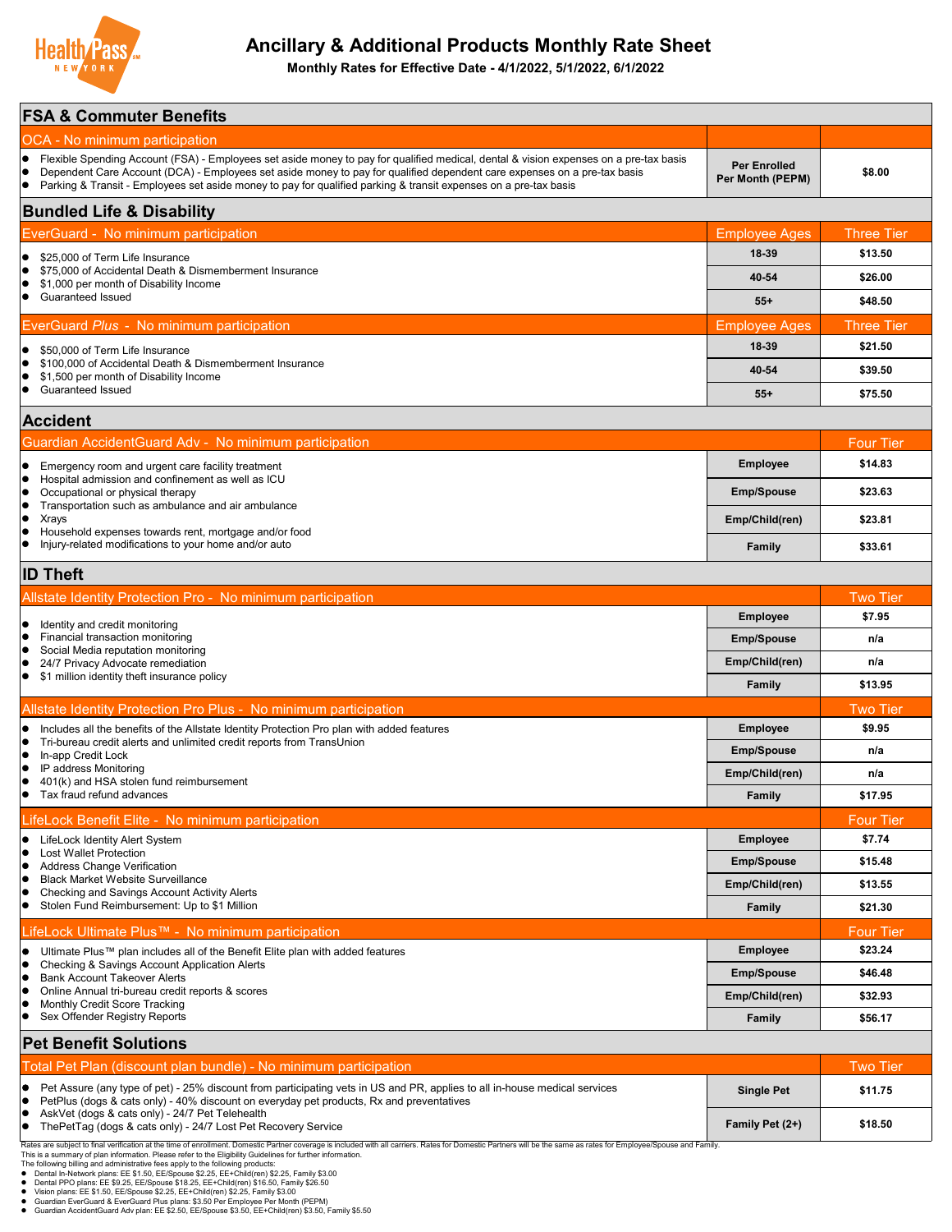# Ancillary & Additional Products Monthly Rate Sheet

**Monthly Rates for Effective Date - 4/1/2022, 5/1/2022, 6/1/2022**

## FSA & Commuter Benefits

| OCA - No minimum participation | | |
|---|---|---|
| • Flexible Spending Account (FSA) - Employees set aside money to pay for qualified medical, dental & vision expenses on a pre-tax basis<br>• Dependent Care Account (DCA) - Employees set aside money to pay for qualified dependent care expenses on a pre-tax basis<br>• Parking & Transit - Employees set aside money to pay for qualified parking & transit expenses on a pre-tax basis | **Per Enrolled Per Month (PEPM)** | **$8.00** |

## Bundled Life & Disability

| EverGuard - No minimum participation | Employee Ages | Three Tier |
|---|---|---|
| • $25,000 of Term Life Insurance<br>• $75,000 of Accidental Death & Dismemberment Insurance<br>• $1,000 per month of Disability Income<br>• Guaranteed Issued | **18-39** | **$13.50** |
| | **40-54** | **$26.00** |
| | **55+** | **$48.50** |

| EverGuard *Plus* - No minimum participation | Employee Ages | Three Tier |
|---|---|---|
| • $50,000 of Term Life Insurance<br>• $100,000 of Accidental Death & Dismemberment Insurance<br>• $1,500 per month of Disability Income<br>• Guaranteed Issued | **18-39** | **$21.50** |
| | **40-54** | **$39.50** |
| | **55+** | **$75.50** |

## Accident

| Guardian AccidentGuard Adv - No minimum participation | | Four Tier |
|---|---|---|
| • Emergency room and urgent care facility treatment<br>• Hospital admission and confinement as well as ICU<br>• Occupational or physical therapy<br>• Transportation such as ambulance and air ambulance<br>• Xrays<br>• Household expenses towards rent, mortgage and/or food<br>• Injury-related modifications to your home and/or auto | **Employee** | **$14.83** |
| | **Emp/Spouse** | **$23.63** |
| | **Emp/Child(ren)** | **$23.81** |
| | **Family** | **$33.61** |

## ID Theft

| Allstate Identity Protection Pro - No minimum participation | | Two Tier |
|---|---|---|
| • Identity and credit monitoring<br>• Financial transaction monitoring<br>• Social Media reputation monitoring<br>• 24/7 Privacy Advocate remediation<br>• $1 million identity theft insurance policy | **Employee** | **$7.95** |
| | **Emp/Spouse** | **n/a** |
| | **Emp/Child(ren)** | **n/a** |
| | **Family** | **$13.95** |

| Allstate Identity Protection Pro Plus - No minimum participation | | Two Tier |
|---|---|---|
| • Includes all the benefits of the Allstate Identity Protection Pro plan with added features<br>• Tri-bureau credit alerts and unlimited credit reports from TransUnion<br>• In-app Credit Lock<br>• IP address Monitoring<br>• 401(k) and HSA stolen fund reimbursement<br>• Tax fraud refund advances | **Employee** | **$9.95** |
| | **Emp/Spouse** | **n/a** |
| | **Emp/Child(ren)** | **n/a** |
| | **Family** | **$17.95** |

| LifeLock Benefit Elite - No minimum participation | | Four Tier |
|---|---|---|
| • LifeLock Identity Alert System<br>• Lost Wallet Protection<br>• Address Change Verification<br>• Black Market Website Surveillance<br>• Checking and Savings Account Activity Alerts<br>• Stolen Fund Reimbursement: Up to $1 Million | **Employee** | **$7.74** |
| | **Emp/Spouse** | **$15.48** |
| | **Emp/Child(ren)** | **$13.55** |
| | **Family** | **$21.30** |

| LifeLock Ultimate Plus™ - No minimum participation | | Four Tier |
|---|---|---|
| • Ultimate Plus™ plan includes all of the Benefit Elite plan with added features<br>• Checking & Savings Account Application Alerts<br>• Bank Account Takeover Alerts<br>• Online Annual tri-bureau credit reports & scores<br>• Monthly Credit Score Tracking<br>• Sex Offender Registry Reports | **Employee** | **$23.24** |
| | **Emp/Spouse** | **$46.48** |
| | **Emp/Child(ren)** | **$32.93** |
| | **Family** | **$56.17** |

## Pet Benefit Solutions

| Total Pet Plan (discount plan bundle) - No minimum participation | | Two Tier |
|---|---|---|
| • Pet Assure (any type of pet) - 25% discount from participating vets in US and PR, applies to all in-house medical services<br>• PetPlus (dogs & cats only) - 40% discount on everyday pet products, Rx and preventatives<br>• AskVet (dogs & cats only) - 24/7 Pet Telehealth<br>• ThePetTag (dogs & cats only) - 24/7 Lost Pet Recovery Service | **Single Pet** | **$11.75** |
| | **Family Pet (2+)** | **$18.50** |

Rates are subject to final verification at the time of enrollment. Domestic Partner coverage is included with all carriers. Rates for Domestic Partners will be the same as rates for Employee/Spouse and Family.
This is a summary of plan information. Please refer to the Eligibility Guidelines for further information.
The following billing and administrative fees apply to the following products:

- Dental In-Network plans: EE $1.50, EE/Spouse $2.25, EE+Child(ren) $2.25, Family $3.00
- Dental PPO plans: EE $9.25, EE/Spouse $18.25, EE+Child(ren) $16.50, Family $26.50
- Vision plans: EE $1.50, EE/Spouse $2.25, EE+Child(ren) $2.25, Family $3.00
- Guardian EverGuard & EverGuard Plus plans: $3.50 Per Employee Per Month (PEPM)
- Guardian AccidentGuard Adv plan: EE $2.50, EE/Spouse $3.50, EE+Child(ren) $3.50, Family $5.50